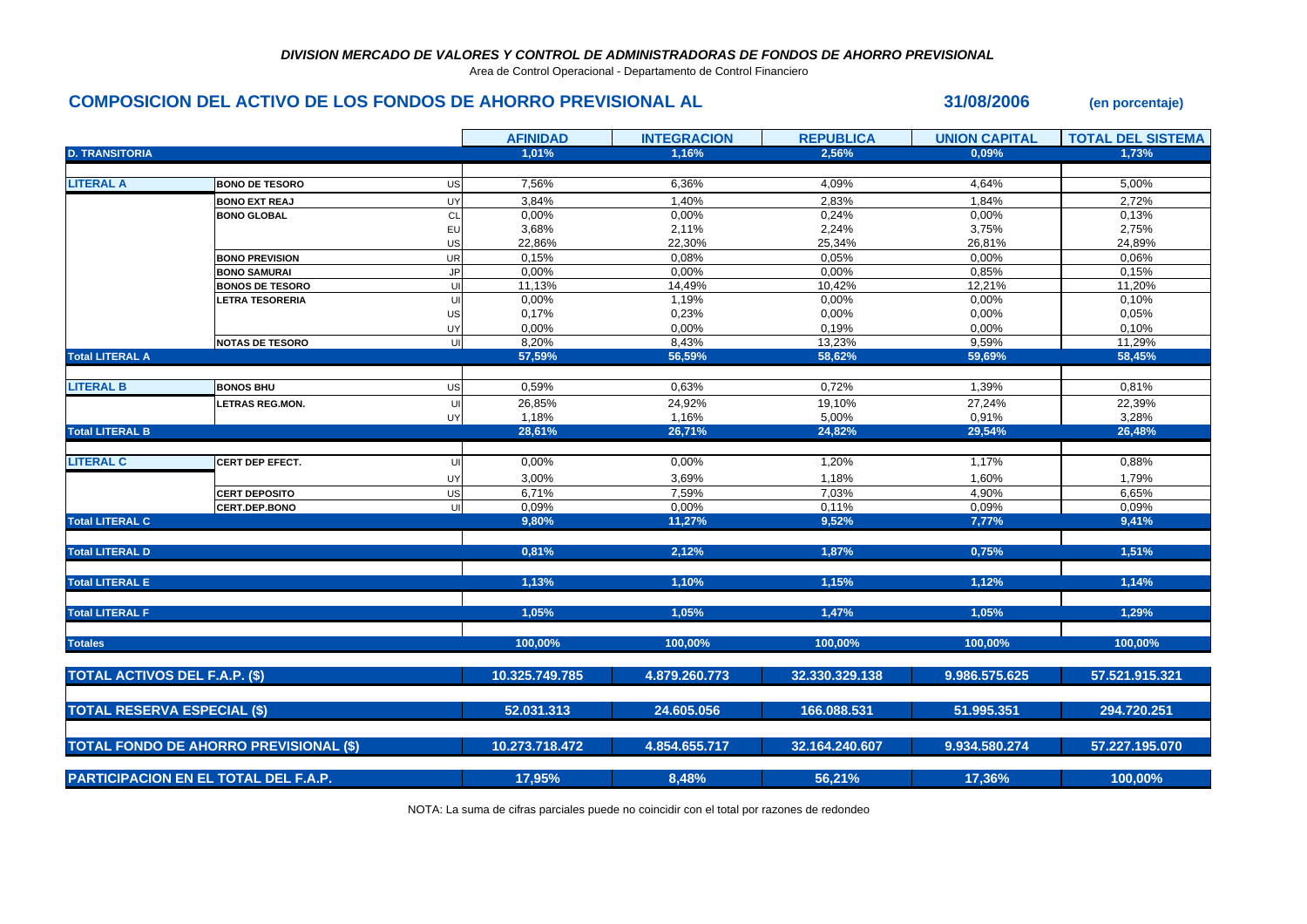***DIVISION MERCADO DE VALORES Y CONTROL DE ADMINISTRADORAS DE FONDOS DE AHORRO PREVISIONAL***

Area de Control Operacional - Departamento de Control Financiero

## COMPOSICION DEL ACTIVO DE LOS FONDOS DE AHORRO PREVISIONAL AL 31/08/2006 (en porcentaje)

| | | | AFINIDAD | INTEGRACION | REPUBLICA | UNION CAPITAL | TOTAL DEL SISTEMA |
|---|---|---|---|---|---|---|---|
| **D. TRANSITORIA** | | | 1,01% | 1,16% | 2,56% | 0,09% | 1,73% |
| **LITERAL A** | **BONO DE TESORO** | US | 7,56% | 6,36% | 4,09% | 4,64% | 5,00% |
| | **BONO EXT REAJ** | UY | 3,84% | 1,40% | 2,83% | 1,84% | 2,72% |
| | **BONO GLOBAL** | CL | 0,00% | 0,00% | 0,24% | 0,00% | 0,13% |
| | | EU | 3,68% | 2,11% | 2,24% | 3,75% | 2,75% |
| | | US | 22,86% | 22,30% | 25,34% | 26,81% | 24,89% |
| | **BONO PREVISION** | UR | 0,15% | 0,08% | 0,05% | 0,00% | 0,06% |
| | **BONO SAMURAI** | JP | 0,00% | 0,00% | 0,00% | 0,85% | 0,15% |
| | **BONOS DE TESORO** | UI | 11,13% | 14,49% | 10,42% | 12,21% | 11,20% |
| | **LETRA TESORERIA** | UI | 0,00% | 1,19% | 0,00% | 0,00% | 0,10% |
| | | US | 0,17% | 0,23% | 0,00% | 0,00% | 0,05% |
| | | UY | 0,00% | 0,00% | 0,19% | 0,00% | 0,10% |
| | **NOTAS DE TESORO** | UI | 8,20% | 8,43% | 13,23% | 9,59% | 11,29% |
| **Total LITERAL A** | | | 57,59% | 56,59% | 58,62% | 59,69% | 58,45% |
| **LITERAL B** | **BONOS BHU** | US | 0,59% | 0,63% | 0,72% | 1,39% | 0,81% |
| | **LETRAS REG.MON.** | UI | 26,85% | 24,92% | 19,10% | 27,24% | 22,39% |
| | | UY | 1,18% | 1,16% | 5,00% | 0,91% | 3,28% |
| **Total LITERAL B** | | | 28,61% | 26,71% | 24,82% | 29,54% | 26,48% |
| **LITERAL C** | **CERT DEP EFECT.** | UI | 0,00% | 0,00% | 1,20% | 1,17% | 0,88% |
| | | UY | 3,00% | 3,69% | 1,18% | 1,60% | 1,79% |
| | **CERT DEPOSITO** | US | 6,71% | 7,59% | 7,03% | 4,90% | 6,65% |
| | **CERT.DEP.BONO** | UI | 0,09% | 0,00% | 0,11% | 0,09% | 0,09% |
| **Total LITERAL C** | | | 9,80% | 11,27% | 9,52% | 7,77% | 9,41% |
| **Total LITERAL D** | | | 0,81% | 2,12% | 1,87% | 0,75% | 1,51% |
| **Total LITERAL E** | | | 1,13% | 1,10% | 1,15% | 1,12% | 1,14% |
| **Total LITERAL F** | | | 1,05% | 1,05% | 1,47% | 1,05% | 1,29% |
| **Totales** | | | 100,00% | 100,00% | 100,00% | 100,00% | 100,00% |
| **TOTAL ACTIVOS DEL F.A.P. ($)** | | | 10.325.749.785 | 4.879.260.773 | 32.330.329.138 | 9.986.575.625 | 57.521.915.321 |
| **TOTAL RESERVA ESPECIAL ($)** | | | 52.031.313 | 24.605.056 | 166.088.531 | 51.995.351 | 294.720.251 |
| **TOTAL FONDO DE AHORRO PREVISIONAL ($)** | | | 10.273.718.472 | 4.854.655.717 | 32.164.240.607 | 9.934.580.274 | 57.227.195.070 |
| **PARTICIPACION EN EL TOTAL DEL F.A.P.** | | | 17,95% | 8,48% | 56,21% | 17,36% | 100,00% |

NOTA: La suma de cifras parciales puede no coincidir con el total por razones de redondeo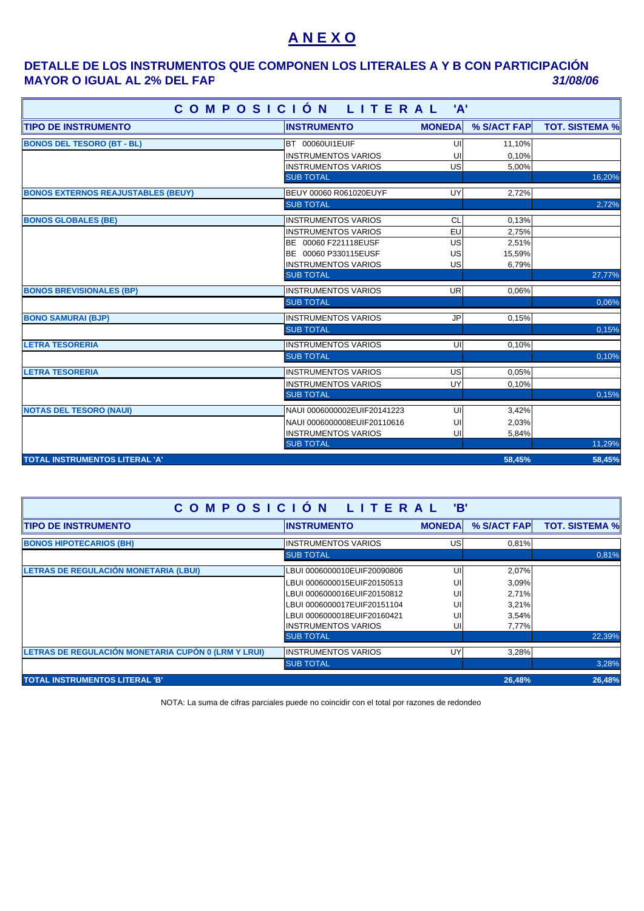# ANEXO

## DETALLE DE LOS INSTRUMENTOS QUE COMPONEN LOS LITERALES A Y B CON PARTICIPACIÓN MAYOR O IGUAL AL 2% DEL FAP

*31/08/06*

### COMPOSICIÓN LITERAL 'A'

| TIPO DE INSTRUMENTO | INSTRUMENTO | MONEDA | % S/ACT FAP | TOT. SISTEMA % |
|---|---|---|---|---|
| BONOS DEL TESORO (BT - BL) | BT 00060UI1EUIF | UI | 11,10% | |
| | INSTRUMENTOS VARIOS | UI | 0,10% | |
| | INSTRUMENTOS VARIOS | US | 5,00% | |
| | SUB TOTAL | | | 16,20% |
| BONOS EXTERNOS REAJUSTABLES (BEUY) | BEUY 00060 R061020EUYF | UY | 2,72% | |
| | SUB TOTAL | | | 2,72% |
| BONOS GLOBALES (BE) | INSTRUMENTOS VARIOS | CL | 0,13% | |
| | INSTRUMENTOS VARIOS | EU | 2,75% | |
| | BE 00060 F221118EUSF | US | 2,51% | |
| | BE 00060 P330115EUSF | US | 15,59% | |
| | INSTRUMENTOS VARIOS | US | 6,79% | |
| | SUB TOTAL | | | 27,77% |
| BONOS BREVISIONALES (BP) | INSTRUMENTOS VARIOS | UR | 0,06% | |
| | SUB TOTAL | | | 0,06% |
| BONO SAMURAI (BJP) | INSTRUMENTOS VARIOS | JP | 0,15% | |
| | SUB TOTAL | | | 0,15% |
| LETRA TESORERIA | INSTRUMENTOS VARIOS | UI | 0,10% | |
| | SUB TOTAL | | | 0,10% |
| LETRA TESORERIA | INSTRUMENTOS VARIOS | US | 0,05% | |
| | INSTRUMENTOS VARIOS | UY | 0,10% | |
| | SUB TOTAL | | | 0,15% |
| NOTAS DEL TESORO (NAUI) | NAUI 0006000002EUIF20141223 | UI | 3,42% | |
| | NAUI 0006000008EUIF20110616 | UI | 2,03% | |
| | INSTRUMENTOS VARIOS | UI | 5,84% | |
| | SUB TOTAL | | | 11,29% |
| **TOTAL INSTRUMENTOS LITERAL 'A'** | | | **58,45%** | **58,45%** |

### COMPOSICIÓN LITERAL 'B'

| TIPO DE INSTRUMENTO | INSTRUMENTO | MONEDA | % S/ACT FAP | TOT. SISTEMA % |
|---|---|---|---|---|
| BONOS HIPOTECARIOS (BH) | INSTRUMENTOS VARIOS | US | 0,81% | |
| | SUB TOTAL | | | 0,81% |
| LETRAS DE REGULACIÓN MONETARIA (LBUI) | LBUI 0006000010EUIF20090806 | UI | 2,07% | |
| | LBUI 0006000015EUIF20150513 | UI | 3,09% | |
| | LBUI 0006000016EUIF20150812 | UI | 2,71% | |
| | LBUI 0006000017EUIF20151104 | UI | 3,21% | |
| | LBUI 0006000018EUIF20160421 | UI | 3,54% | |
| | INSTRUMENTOS VARIOS | UI | 7,77% | |
| | SUB TOTAL | | | 22,39% |
| LETRAS DE REGULACIÓN MONETARIA CUPÓN 0 (LRM Y LRUI) | INSTRUMENTOS VARIOS | UY | 3,28% | |
| | SUB TOTAL | | | 3,28% |
| **TOTAL INSTRUMENTOS LITERAL 'B'** | | | **26,48%** | **26,48%** |

NOTA: La suma de cifras parciales puede no coincidir con el total por razones de redondeo